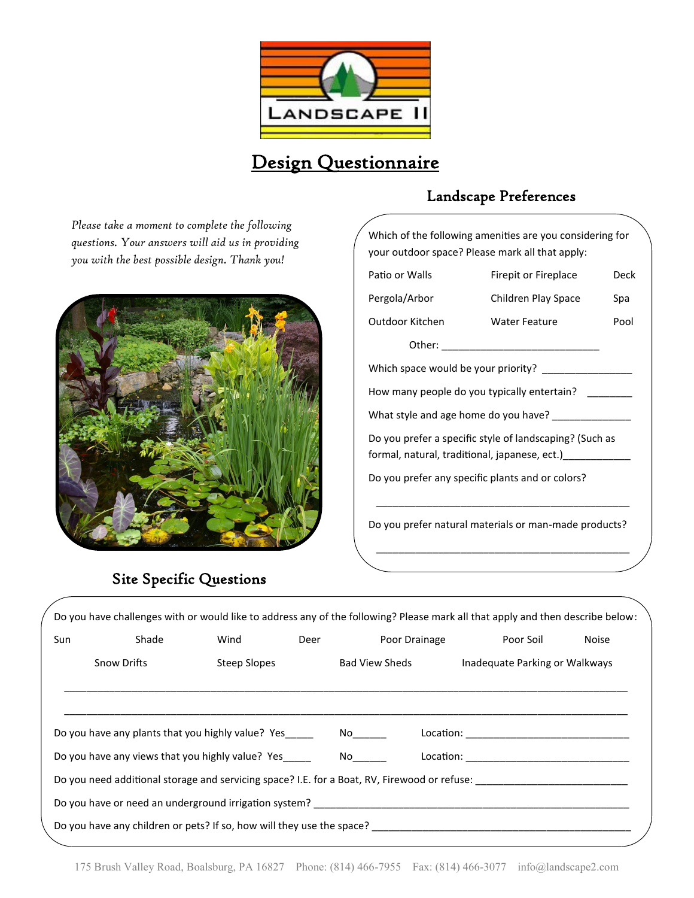LANDSCAPE II

# Design Questionnaire

*Please take a moment to complete the following questions. Your answers will aid us in providing you with the best possible design. Thank you!*

## Landscape Preferences

Which of the following amenities are you considering for your outdoor space? Please mark all that apply:

| | | |
|---|---|---|
| Patio or Walls | Firepit or Fireplace | Deck |
| Pergola/Arbor | Children Play Space | Spa |
| Outdoor Kitchen | Water Feature | Pool |

Other: ____________________________

Which space would be your priority? ________________

How many people do you typically entertain? ________

What style and age home do you have? ______________

Do you prefer a specific style of landscaping? (Such as formal, natural, traditional, japanese, ect.)____________

Do you prefer any specific plants and or colors?

______________________________________________

Do you prefer natural materials or man-made products?

______________________________________________

## Site Specific Questions

Do you have challenges with or would like to address any of the following? Please mark all that apply and then describe below:

| | | | | | | |
|---|---|---|---|---|---|---|
| Sun | Shade | Wind | Deer | Poor Drainage | Poor Soil | Noise |
| Snow Drifts | Steep Slopes | Bad View Sheds | Inadequate Parking or Walkways | | | |

______________________________________________________________________________________________

______________________________________________________________________________________________

Do you have any plants that you highly value? Yes_____ No______ Location: ______________________________

Do you have any views that you highly value? Yes_____ No______ Location: ______________________________

Do you need additional storage and servicing space? I.E. for a Boat, RV, Firewood or refuse: ___________________________

Do you have or need an underground irrigation system? ________________________________________________________

Do you have any children or pets? If so, how will they use the space? _______________________________________________

175 Brush Valley Road, Boalsburg, PA 16827 Phone: (814) 466-7955 Fax: (814) 466-3077 info@landscape2.com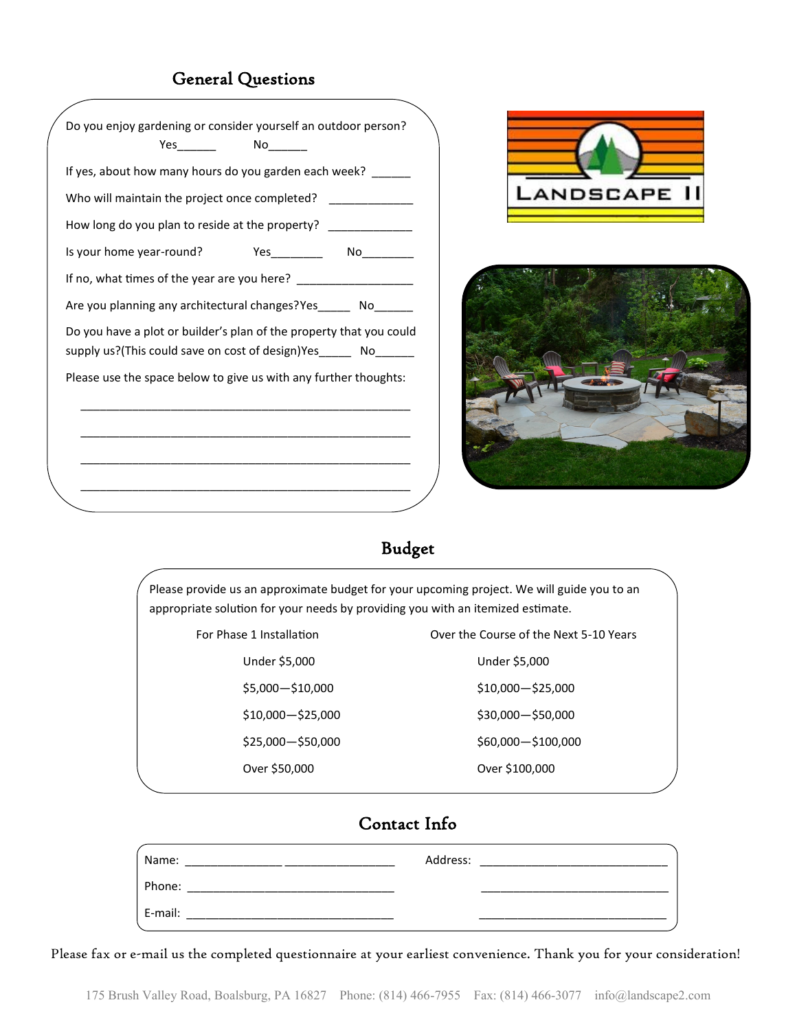## General Questions

Do you enjoy gardening or consider yourself an outdoor person?
Yes______ No______

If yes, about how many hours do you garden each week? ______

Who will maintain the project once completed? _____________

How long do you plan to reside at the property? _____________

Is your home year-round? Yes________ No________

If no, what times of the year are you here? __________________

Are you planning any architectural changes? Yes_____ No______

Do you have a plot or builder's plan of the property that you could supply us? (This could save on cost of design) Yes_____ No______

Please use the space below to give us with any further thoughts:

_________________________________________________

_________________________________________________

_________________________________________________

_________________________________________________

LANDSCAPE II

## Budget

Please provide us an approximate budget for your upcoming project. We will guide you to an appropriate solution for your needs by providing you with an itemized estimate.

| For Phase 1 Installation | Over the Course of the Next 5-10 Years |
|---|---|
| Under $5,000 | Under $5,000 |
| $5,000—$10,000 | $10,000—$25,000 |
| $10,000—$25,000 | $30,000—$50,000 |
| $25,000—$50,000 | $60,000—$100,000 |
| Over $50,000 | Over $100,000 |

## Contact Info

Name: _______________ _________________

Phone: ________________________________

E-mail: ________________________________

Address: ____________________________

____________________________

____________________________

Please fax or e-mail us the completed questionnaire at your earliest convenience. Thank you for your consideration!

175 Brush Valley Road, Boalsburg, PA 16827 Phone: (814) 466-7955 Fax: (814) 466-3077 info@landscape2.com